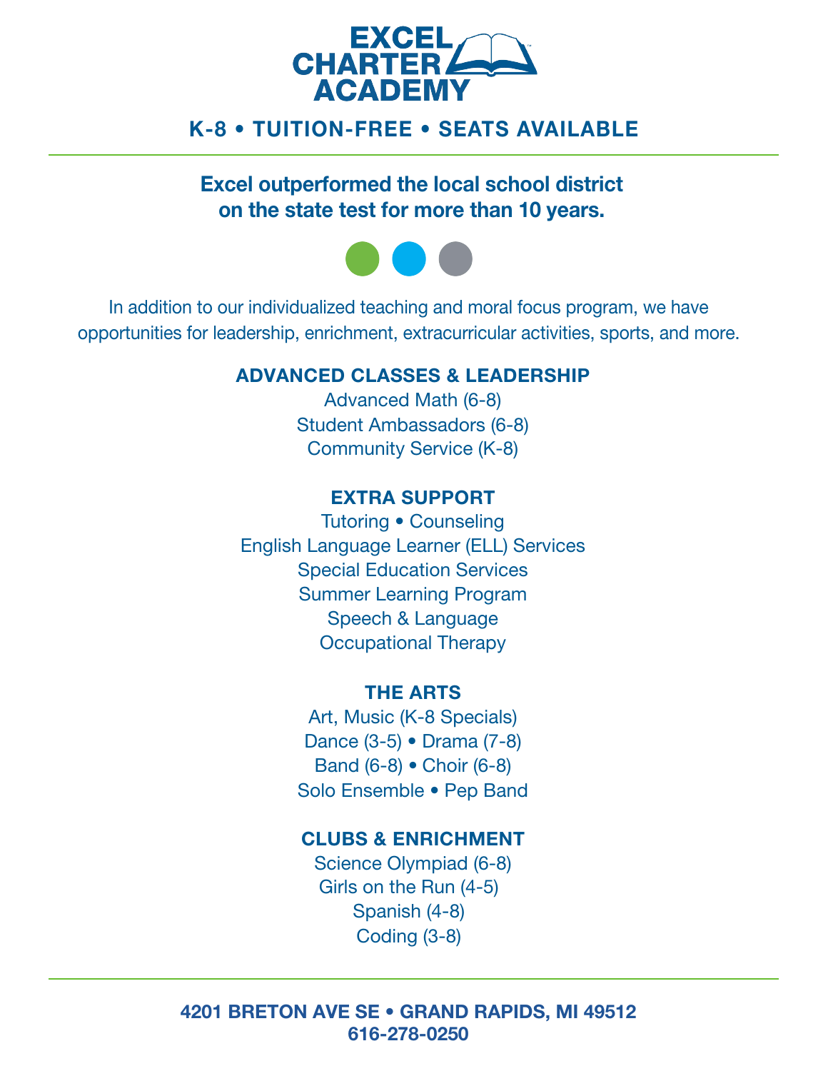# EXCEL CHARTER ACADEMY

**K-8 • TUITION-FREE • SEATS AVAILABLE**

---

**Excel outperformed the local school district on the state test for more than 10 years.**

In addition to our individualized teaching and moral focus program, we have opportunities for leadership, enrichment, extracurricular activities, sports, and more.

## ADVANCED CLASSES & LEADERSHIP

Advanced Math (6-8)
Student Ambassadors (6-8)
Community Service (K-8)

## EXTRA SUPPORT

Tutoring • Counseling
English Language Learner (ELL) Services
Special Education Services
Summer Learning Program
Speech & Language
Occupational Therapy

## THE ARTS

Art, Music (K-8 Specials)
Dance (3-5) • Drama (7-8)
Band (6-8) • Choir (6-8)
Solo Ensemble • Pep Band

## CLUBS & ENRICHMENT

Science Olympiad (6-8)
Girls on the Run (4-5)
Spanish (4-8)
Coding (3-8)

---

**4201 BRETON AVE SE • GRAND RAPIDS, MI 49512**
**616-278-0250**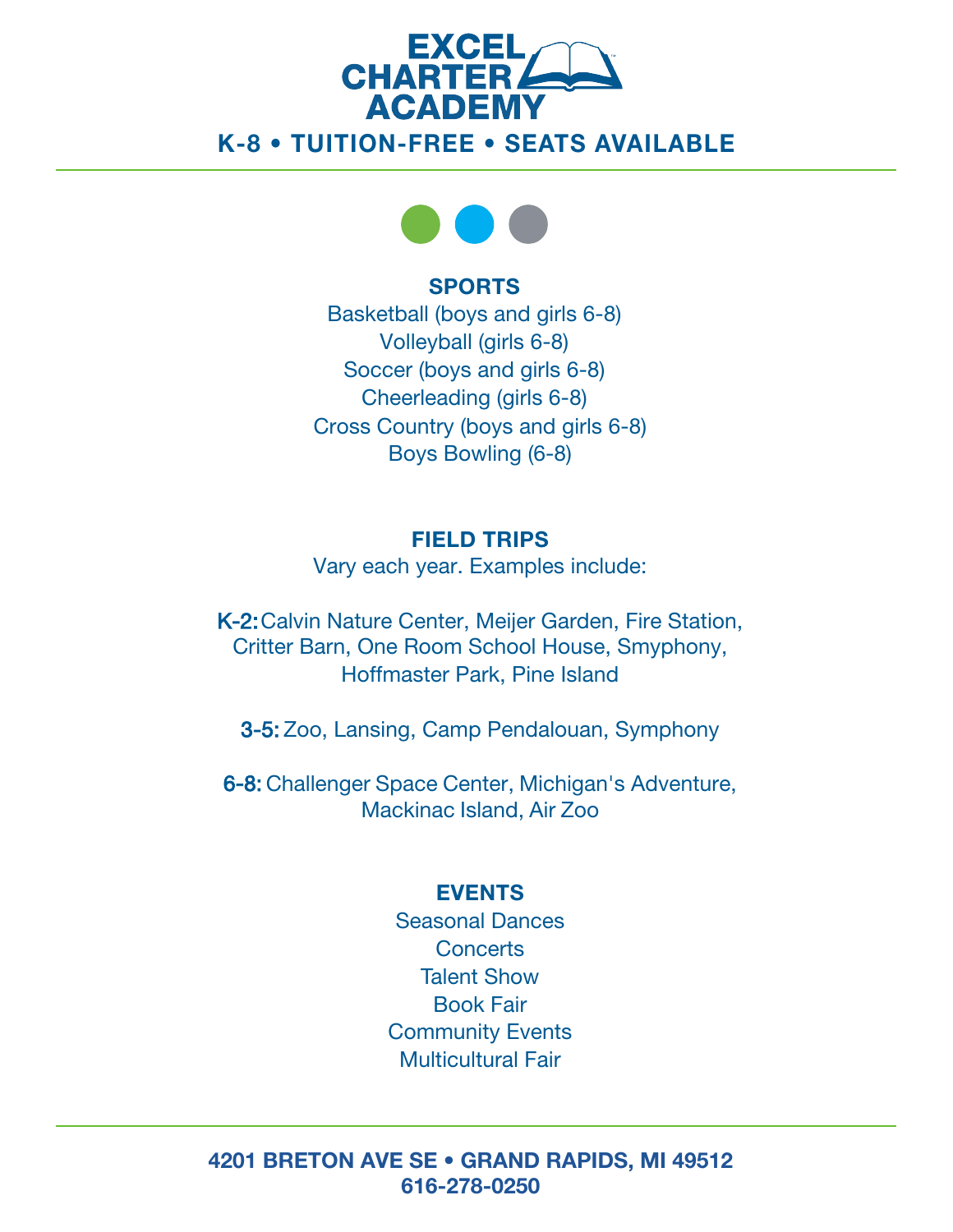# EXCEL CHARTER ACADEMY

**K-8 • TUITION-FREE • SEATS AVAILABLE**

## SPORTS

Basketball (boys and girls 6-8)
Volleyball (girls 6-8)
Soccer (boys and girls 6-8)
Cheerleading (girls 6-8)
Cross Country (boys and girls 6-8)
Boys Bowling (6-8)

## FIELD TRIPS

Vary each year. Examples include:

**K-2:** Calvin Nature Center, Meijer Garden, Fire Station, Critter Barn, One Room School House, Smyphony, Hoffmaster Park, Pine Island

**3-5:** Zoo, Lansing, Camp Pendalouan, Symphony

**6-8:** Challenger Space Center, Michigan's Adventure, Mackinac Island, Air Zoo

## EVENTS

Seasonal Dances
Concerts
Talent Show
Book Fair
Community Events
Multicultural Fair

**4201 BRETON AVE SE • GRAND RAPIDS, MI 49512**
**616-278-0250**